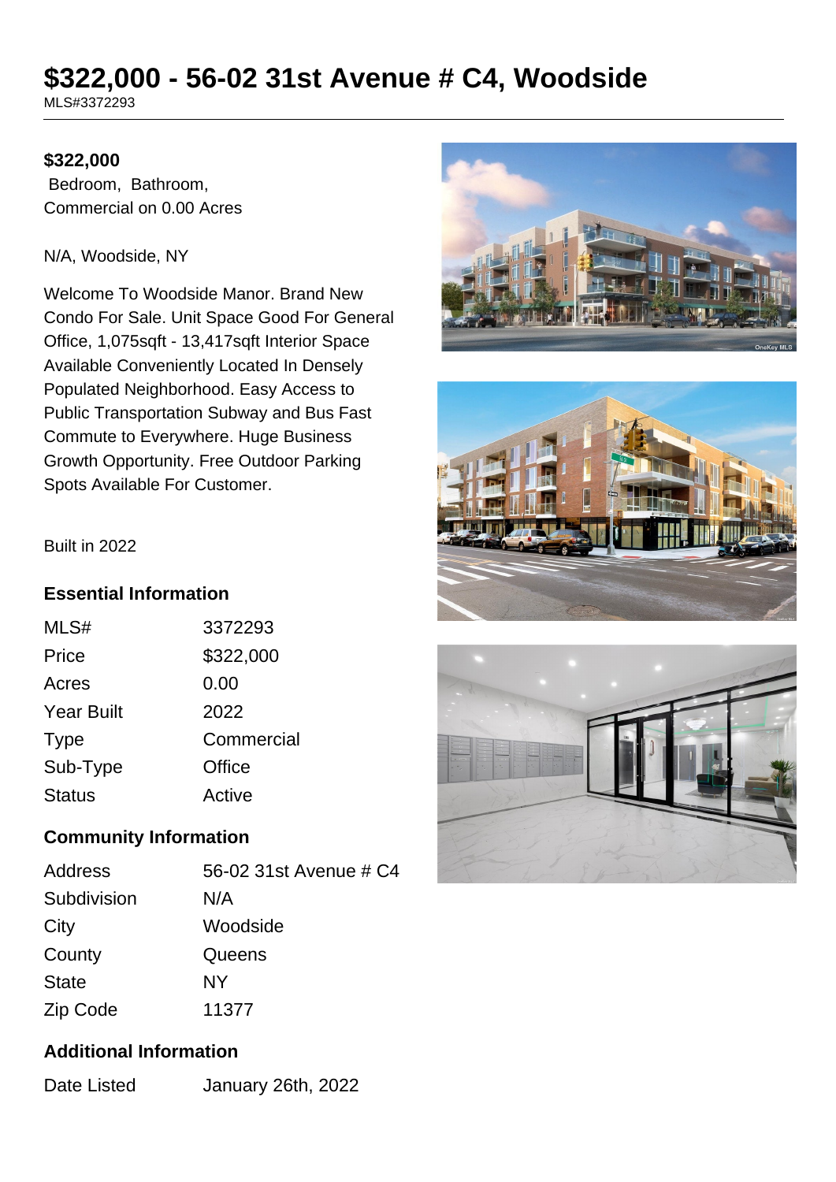# $322,000 - 56-02 31st Avenue # C4, Woodside

MLS#3372293

**$322,000**

Bedroom, Bathroom,
Commercial on 0.00 Acres

N/A, Woodside, NY

Welcome To Woodside Manor. Brand New Condo For Sale. Unit Space Good For General Office, 1,075sqft - 13,417sqft Interior Space Available Conveniently Located In Densely Populated Neighborhood. Easy Access to Public Transportation Subway and Bus Fast Commute to Everywhere. Huge Business Growth Opportunity. Free Outdoor Parking Spots Available For Customer.

Built in 2022

## Essential Information

| | |
|---|---|
| MLS# | 3372293 |
| Price | $322,000 |
| Acres | 0.00 |
| Year Built | 2022 |
| Type | Commercial |
| Sub-Type | Office |
| Status | Active |

## Community Information

| | |
|---|---|
| Address | 56-02 31st Avenue # C4 |
| Subdivision | N/A |
| City | Woodside |
| County | Queens |
| State | NY |
| Zip Code | 11377 |

## Additional Information

| | |
|---|---|
| Date Listed | January 26th, 2022 |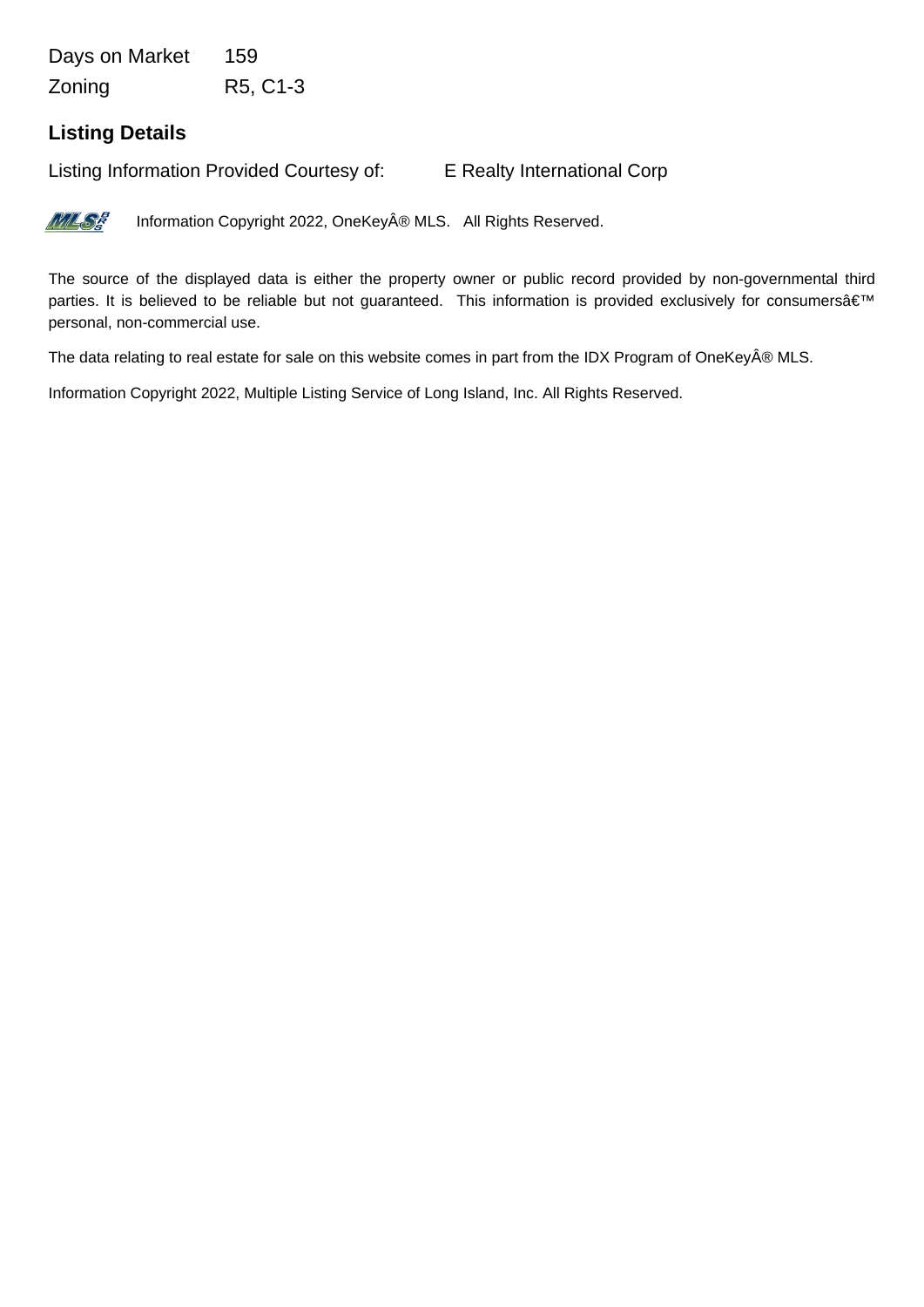| | |
|---|---|
| Days on Market | 159 |
| Zoning | R5, C1-3 |

## Listing Details

Listing Information Provided Courtesy of: E Realty International Corp

Information Copyright 2022, OneKeyÂ® MLS. All Rights Reserved.

The source of the displayed data is either the property owner or public record provided by non-governmental third parties. It is believed to be reliable but not guaranteed. This information is provided exclusively for consumersâ€™ personal, non-commercial use.

The data relating to real estate for sale on this website comes in part from the IDX Program of OneKeyÂ® MLS.

Information Copyright 2022, Multiple Listing Service of Long Island, Inc. All Rights Reserved.